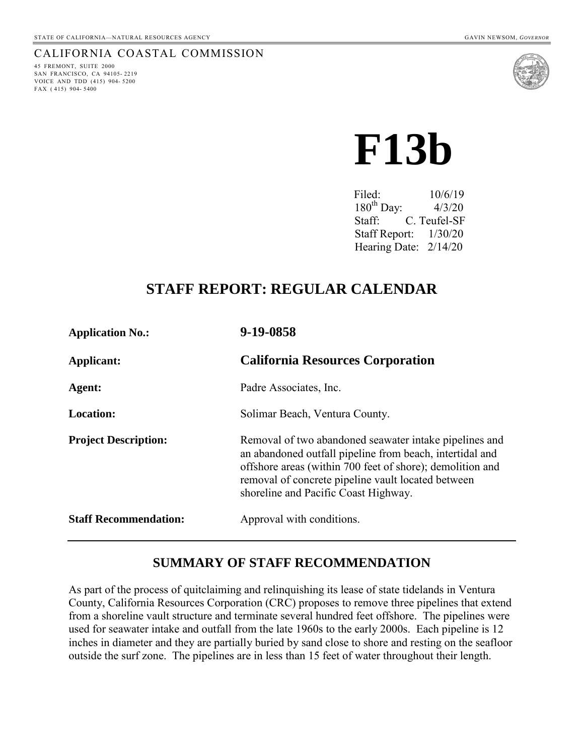STATE OF CALIFORNIA—NATURAL RESOURCES AGENCY GAVIN NEWSOM, *GOVERNOR*

CALIFORNIA COASTAL COMMISSION

45 FREMONT, SUITE 2000
SAN FRANCISCO, CA 94105-2219
VOICE AND TDD (415) 904-5200
FAX (415) 904-5400

# F13b

Filed: 10/6/19
180th Day: 4/3/20
Staff: C. Teufel-SF
Staff Report: 1/30/20
Hearing Date: 2/14/20

## STAFF REPORT: REGULAR CALENDAR

| | |
|---|---|
| **Application No.:** | **9-19-0858** |
| **Applicant:** | **California Resources Corporation** |
| **Agent:** | Padre Associates, Inc. |
| **Location:** | Solimar Beach, Ventura County. |
| **Project Description:** | Removal of two abandoned seawater intake pipelines and an abandoned outfall pipeline from beach, intertidal and offshore areas (within 700 feet of shore); demolition and removal of concrete pipeline vault located between shoreline and Pacific Coast Highway. |
| **Staff Recommendation:** | Approval with conditions. |

## SUMMARY OF STAFF RECOMMENDATION

As part of the process of quitclaiming and relinquishing its lease of state tidelands in Ventura County, California Resources Corporation (CRC) proposes to remove three pipelines that extend from a shoreline vault structure and terminate several hundred feet offshore. The pipelines were used for seawater intake and outfall from the late 1960s to the early 2000s. Each pipeline is 12 inches in diameter and they are partially buried by sand close to shore and resting on the seafloor outside the surf zone. The pipelines are in less than 15 feet of water throughout their length.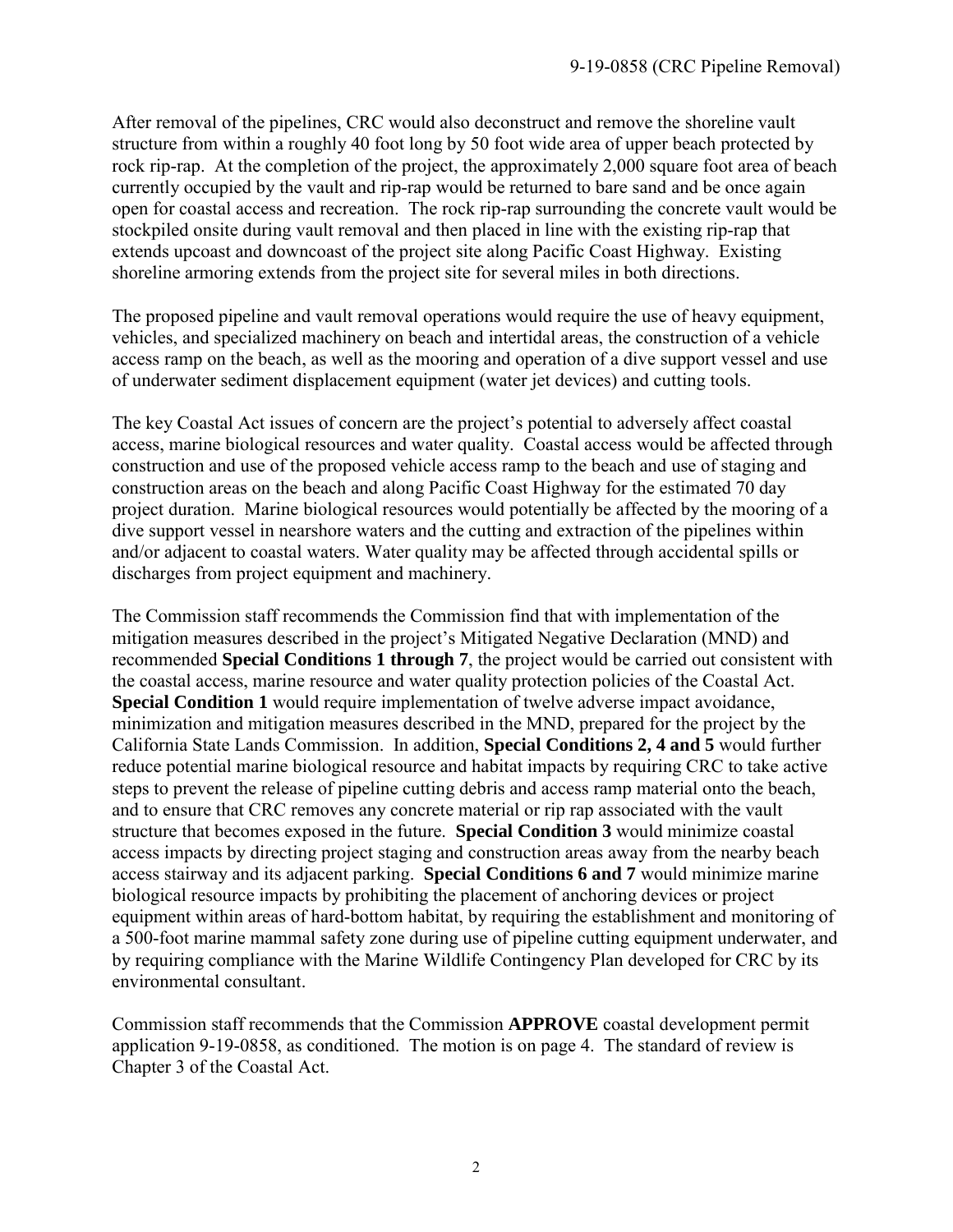After removal of the pipelines, CRC would also deconstruct and remove the shoreline vault structure from within a roughly 40 foot long by 50 foot wide area of upper beach protected by rock rip-rap. At the completion of the project, the approximately 2,000 square foot area of beach currently occupied by the vault and rip-rap would be returned to bare sand and be once again open for coastal access and recreation. The rock rip-rap surrounding the concrete vault would be stockpiled onsite during vault removal and then placed in line with the existing rip-rap that extends upcoast and downcoast of the project site along Pacific Coast Highway. Existing shoreline armoring extends from the project site for several miles in both directions.

The proposed pipeline and vault removal operations would require the use of heavy equipment, vehicles, and specialized machinery on beach and intertidal areas, the construction of a vehicle access ramp on the beach, as well as the mooring and operation of a dive support vessel and use of underwater sediment displacement equipment (water jet devices) and cutting tools.

The key Coastal Act issues of concern are the project's potential to adversely affect coastal access, marine biological resources and water quality. Coastal access would be affected through construction and use of the proposed vehicle access ramp to the beach and use of staging and construction areas on the beach and along Pacific Coast Highway for the estimated 70 day project duration. Marine biological resources would potentially be affected by the mooring of a dive support vessel in nearshore waters and the cutting and extraction of the pipelines within and/or adjacent to coastal waters. Water quality may be affected through accidental spills or discharges from project equipment and machinery.

The Commission staff recommends the Commission find that with implementation of the mitigation measures described in the project's Mitigated Negative Declaration (MND) and recommended **Special Conditions 1 through 7**, the project would be carried out consistent with the coastal access, marine resource and water quality protection policies of the Coastal Act. **Special Condition 1** would require implementation of twelve adverse impact avoidance, minimization and mitigation measures described in the MND, prepared for the project by the California State Lands Commission. In addition, **Special Conditions 2, 4 and 5** would further reduce potential marine biological resource and habitat impacts by requiring CRC to take active steps to prevent the release of pipeline cutting debris and access ramp material onto the beach, and to ensure that CRC removes any concrete material or rip rap associated with the vault structure that becomes exposed in the future. **Special Condition 3** would minimize coastal access impacts by directing project staging and construction areas away from the nearby beach access stairway and its adjacent parking. **Special Conditions 6 and 7** would minimize marine biological resource impacts by prohibiting the placement of anchoring devices or project equipment within areas of hard-bottom habitat, by requiring the establishment and monitoring of a 500-foot marine mammal safety zone during use of pipeline cutting equipment underwater, and by requiring compliance with the Marine Wildlife Contingency Plan developed for CRC by its environmental consultant.

Commission staff recommends that the Commission **APPROVE** coastal development permit application 9-19-0858, as conditioned. The motion is on page 4. The standard of review is Chapter 3 of the Coastal Act.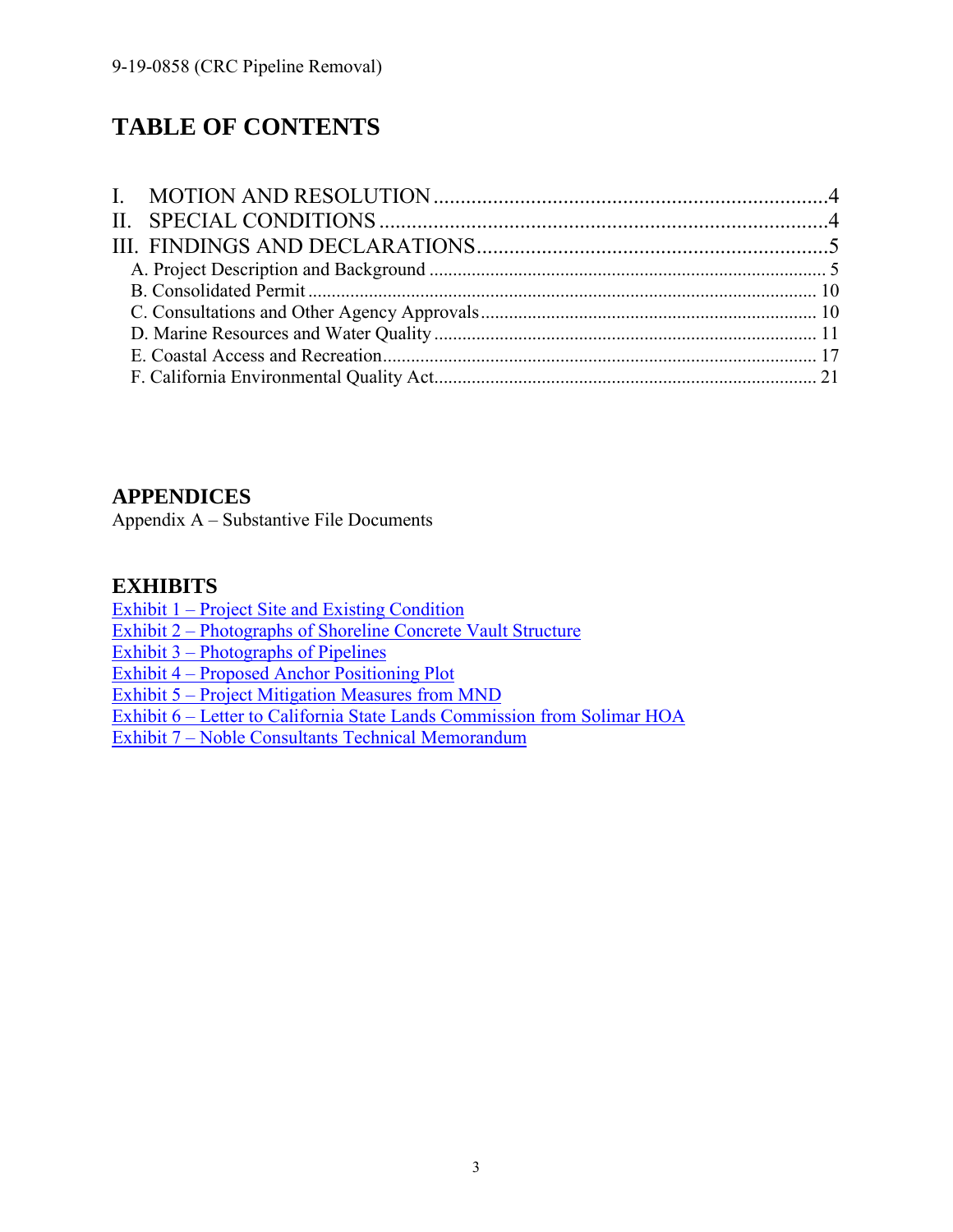# TABLE OF CONTENTS

I. MOTION AND RESOLUTION ........................................................................4
II. SPECIAL CONDITIONS ..................................................................................4
III. FINDINGS AND DECLARATIONS.................................................................5
   A. Project Description and Background .................................................................................... 5
   B. Consolidated Permit ............................................................................................................ 10
   C. Consultations and Other Agency Approvals....................................................................... 10
   D. Marine Resources and Water Quality ................................................................................. 11
   E. Coastal Access and Recreation............................................................................................ 17
   F. California Environmental Quality Act................................................................................. 21

## APPENDICES

Appendix A – Substantive File Documents

## EXHIBITS

Exhibit 1 – Project Site and Existing Condition
Exhibit 2 – Photographs of Shoreline Concrete Vault Structure
Exhibit 3 – Photographs of Pipelines
Exhibit 4 – Proposed Anchor Positioning Plot
Exhibit 5 – Project Mitigation Measures from MND
Exhibit 6 – Letter to California State Lands Commission from Solimar HOA
Exhibit 7 – Noble Consultants Technical Memorandum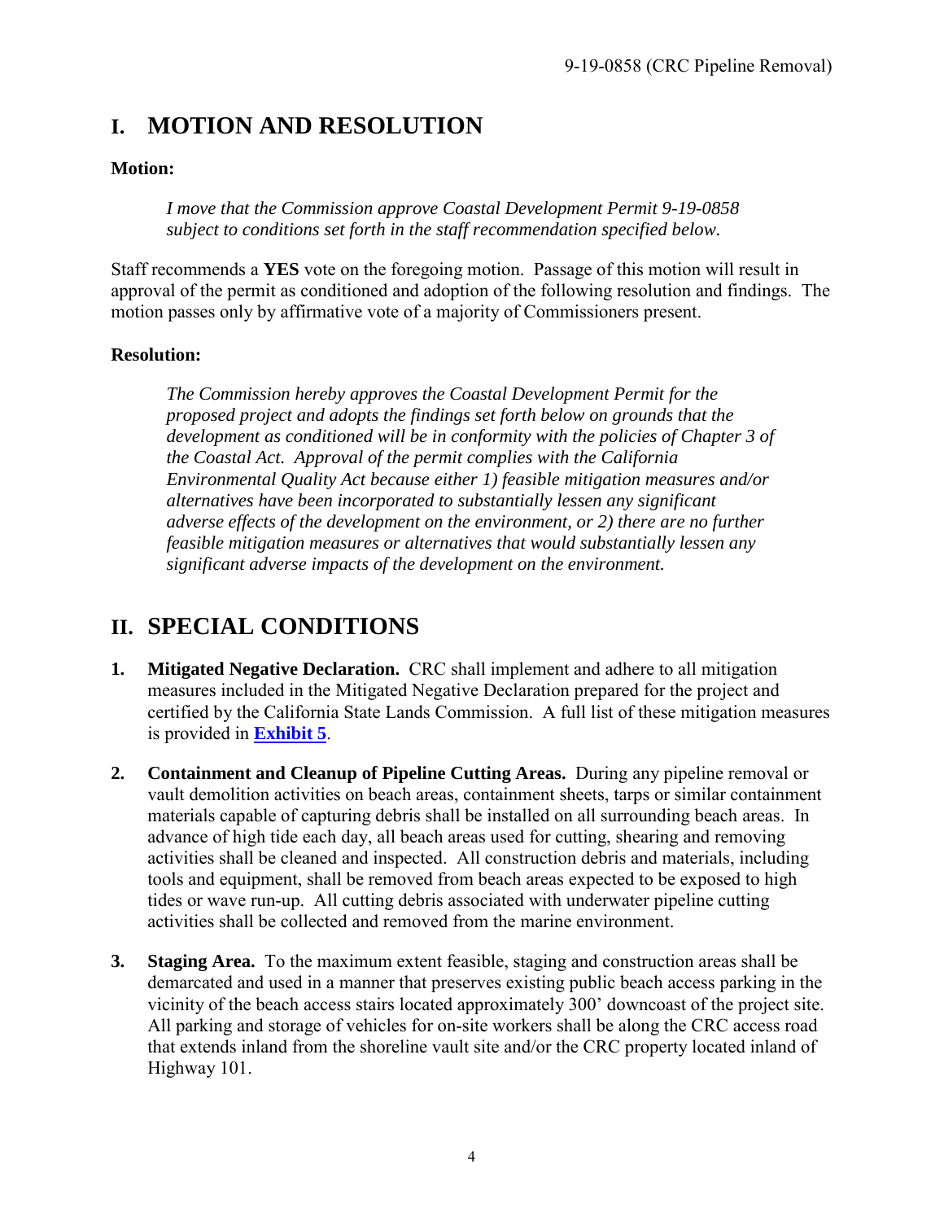# I. MOTION AND RESOLUTION

**Motion:**

*I move that the Commission approve Coastal Development Permit 9-19-0858 subject to conditions set forth in the staff recommendation specified below.*

Staff recommends a **YES** vote on the foregoing motion. Passage of this motion will result in approval of the permit as conditioned and adoption of the following resolution and findings. The motion passes only by affirmative vote of a majority of Commissioners present.

**Resolution:**

*The Commission hereby approves the Coastal Development Permit for the proposed project and adopts the findings set forth below on grounds that the development as conditioned will be in conformity with the policies of Chapter 3 of the Coastal Act. Approval of the permit complies with the California Environmental Quality Act because either 1) feasible mitigation measures and/or alternatives have been incorporated to substantially lessen any significant adverse effects of the development on the environment, or 2) there are no further feasible mitigation measures or alternatives that would substantially lessen any significant adverse impacts of the development on the environment.*

# II. SPECIAL CONDITIONS

1. **Mitigated Negative Declaration.** CRC shall implement and adhere to all mitigation measures included in the Mitigated Negative Declaration prepared for the project and certified by the California State Lands Commission. A full list of these mitigation measures is provided in **Exhibit 5**.

2. **Containment and Cleanup of Pipeline Cutting Areas.** During any pipeline removal or vault demolition activities on beach areas, containment sheets, tarps or similar containment materials capable of capturing debris shall be installed on all surrounding beach areas. In advance of high tide each day, all beach areas used for cutting, shearing and removing activities shall be cleaned and inspected. All construction debris and materials, including tools and equipment, shall be removed from beach areas expected to be exposed to high tides or wave run-up. All cutting debris associated with underwater pipeline cutting activities shall be collected and removed from the marine environment.

3. **Staging Area.** To the maximum extent feasible, staging and construction areas shall be demarcated and used in a manner that preserves existing public beach access parking in the vicinity of the beach access stairs located approximately 300' downcoast of the project site. All parking and storage of vehicles for on-site workers shall be along the CRC access road that extends inland from the shoreline vault site and/or the CRC property located inland of Highway 101.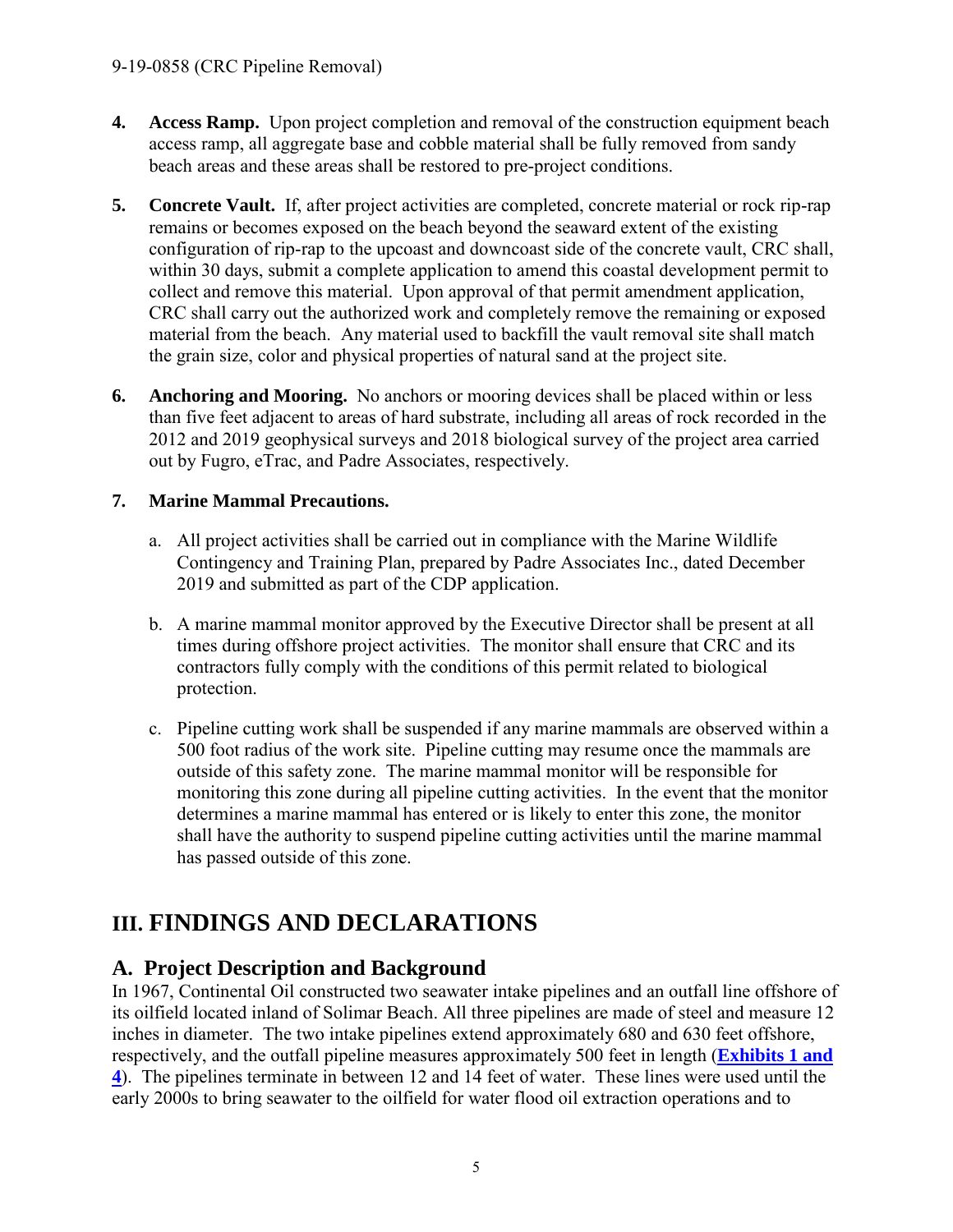4. **Access Ramp.** Upon project completion and removal of the construction equipment beach access ramp, all aggregate base and cobble material shall be fully removed from sandy beach areas and these areas shall be restored to pre-project conditions.

5. **Concrete Vault.** If, after project activities are completed, concrete material or rock rip-rap remains or becomes exposed on the beach beyond the seaward extent of the existing configuration of rip-rap to the upcoast and downcoast side of the concrete vault, CRC shall, within 30 days, submit a complete application to amend this coastal development permit to collect and remove this material. Upon approval of that permit amendment application, CRC shall carry out the authorized work and completely remove the remaining or exposed material from the beach. Any material used to backfill the vault removal site shall match the grain size, color and physical properties of natural sand at the project site.

6. **Anchoring and Mooring.** No anchors or mooring devices shall be placed within or less than five feet adjacent to areas of hard substrate, including all areas of rock recorded in the 2012 and 2019 geophysical surveys and 2018 biological survey of the project area carried out by Fugro, eTrac, and Padre Associates, respectively.

7. **Marine Mammal Precautions.**

   a. All project activities shall be carried out in compliance with the Marine Wildlife Contingency and Training Plan, prepared by Padre Associates Inc., dated December 2019 and submitted as part of the CDP application.

   b. A marine mammal monitor approved by the Executive Director shall be present at all times during offshore project activities. The monitor shall ensure that CRC and its contractors fully comply with the conditions of this permit related to biological protection.

   c. Pipeline cutting work shall be suspended if any marine mammals are observed within a 500 foot radius of the work site. Pipeline cutting may resume once the mammals are outside of this safety zone. The marine mammal monitor will be responsible for monitoring this zone during all pipeline cutting activities. In the event that the monitor determines a marine mammal has entered or is likely to enter this zone, the monitor shall have the authority to suspend pipeline cutting activities until the marine mammal has passed outside of this zone.

# III. FINDINGS AND DECLARATIONS

## A. Project Description and Background

In 1967, Continental Oil constructed two seawater intake pipelines and an outfall line offshore of its oilfield located inland of Solimar Beach. All three pipelines are made of steel and measure 12 inches in diameter. The two intake pipelines extend approximately 680 and 630 feet offshore, respectively, and the outfall pipeline measures approximately 500 feet in length (**Exhibits 1 and 4**). The pipelines terminate in between 12 and 14 feet of water. These lines were used until the early 2000s to bring seawater to the oilfield for water flood oil extraction operations and to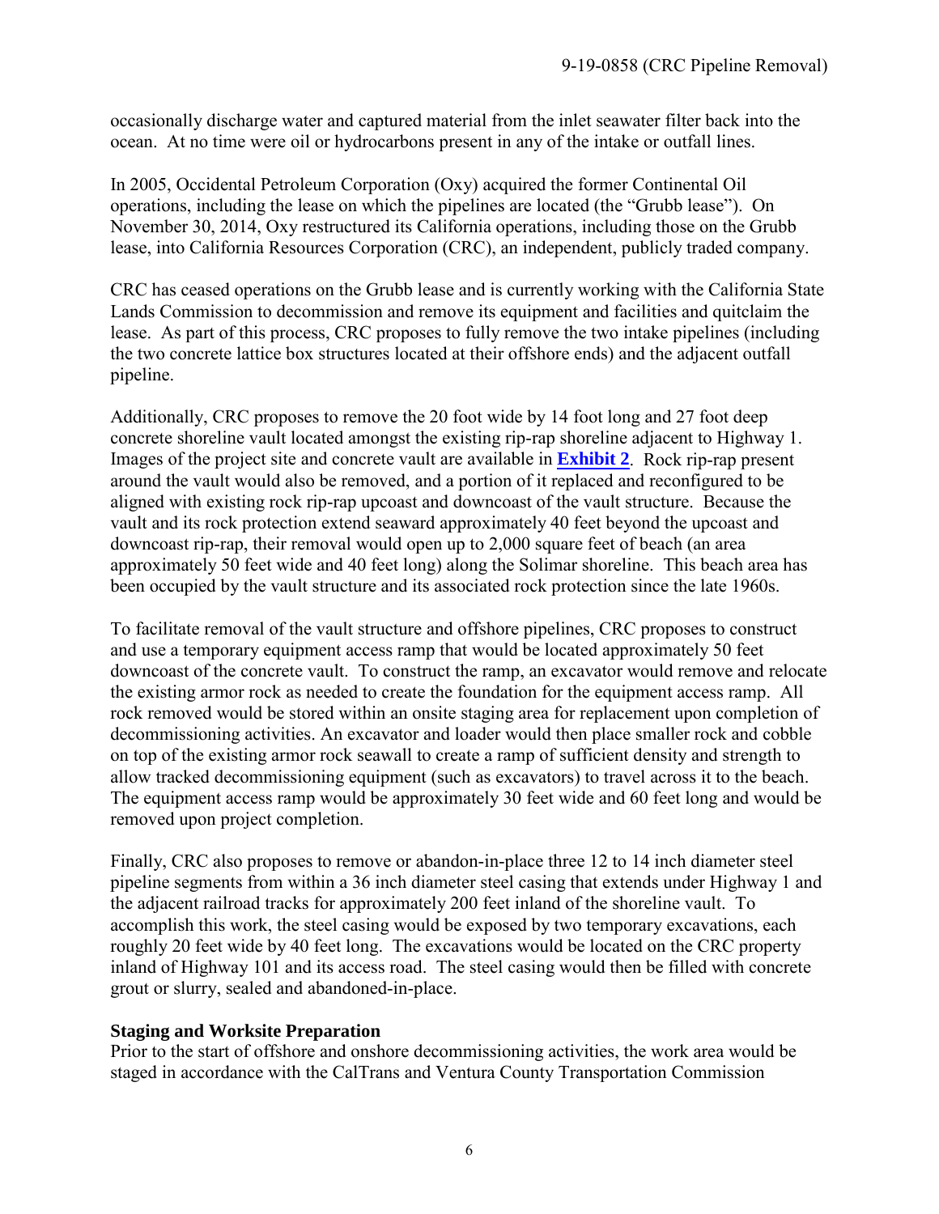occasionally discharge water and captured material from the inlet seawater filter back into the ocean. At no time were oil or hydrocarbons present in any of the intake or outfall lines.

In 2005, Occidental Petroleum Corporation (Oxy) acquired the former Continental Oil operations, including the lease on which the pipelines are located (the "Grubb lease"). On November 30, 2014, Oxy restructured its California operations, including those on the Grubb lease, into California Resources Corporation (CRC), an independent, publicly traded company.

CRC has ceased operations on the Grubb lease and is currently working with the California State Lands Commission to decommission and remove its equipment and facilities and quitclaim the lease. As part of this process, CRC proposes to fully remove the two intake pipelines (including the two concrete lattice box structures located at their offshore ends) and the adjacent outfall pipeline.

Additionally, CRC proposes to remove the 20 foot wide by 14 foot long and 27 foot deep concrete shoreline vault located amongst the existing rip-rap shoreline adjacent to Highway 1. Images of the project site and concrete vault are available in **Exhibit 2**. Rock rip-rap present around the vault would also be removed, and a portion of it replaced and reconfigured to be aligned with existing rock rip-rap upcoast and downcoast of the vault structure. Because the vault and its rock protection extend seaward approximately 40 feet beyond the upcoast and downcoast rip-rap, their removal would open up to 2,000 square feet of beach (an area approximately 50 feet wide and 40 feet long) along the Solimar shoreline. This beach area has been occupied by the vault structure and its associated rock protection since the late 1960s.

To facilitate removal of the vault structure and offshore pipelines, CRC proposes to construct and use a temporary equipment access ramp that would be located approximately 50 feet downcoast of the concrete vault. To construct the ramp, an excavator would remove and relocate the existing armor rock as needed to create the foundation for the equipment access ramp. All rock removed would be stored within an onsite staging area for replacement upon completion of decommissioning activities. An excavator and loader would then place smaller rock and cobble on top of the existing armor rock seawall to create a ramp of sufficient density and strength to allow tracked decommissioning equipment (such as excavators) to travel across it to the beach. The equipment access ramp would be approximately 30 feet wide and 60 feet long and would be removed upon project completion.

Finally, CRC also proposes to remove or abandon-in-place three 12 to 14 inch diameter steel pipeline segments from within a 36 inch diameter steel casing that extends under Highway 1 and the adjacent railroad tracks for approximately 200 feet inland of the shoreline vault. To accomplish this work, the steel casing would be exposed by two temporary excavations, each roughly 20 feet wide by 40 feet long. The excavations would be located on the CRC property inland of Highway 101 and its access road. The steel casing would then be filled with concrete grout or slurry, sealed and abandoned-in-place.

**Staging and Worksite Preparation**

Prior to the start of offshore and onshore decommissioning activities, the work area would be staged in accordance with the CalTrans and Ventura County Transportation Commission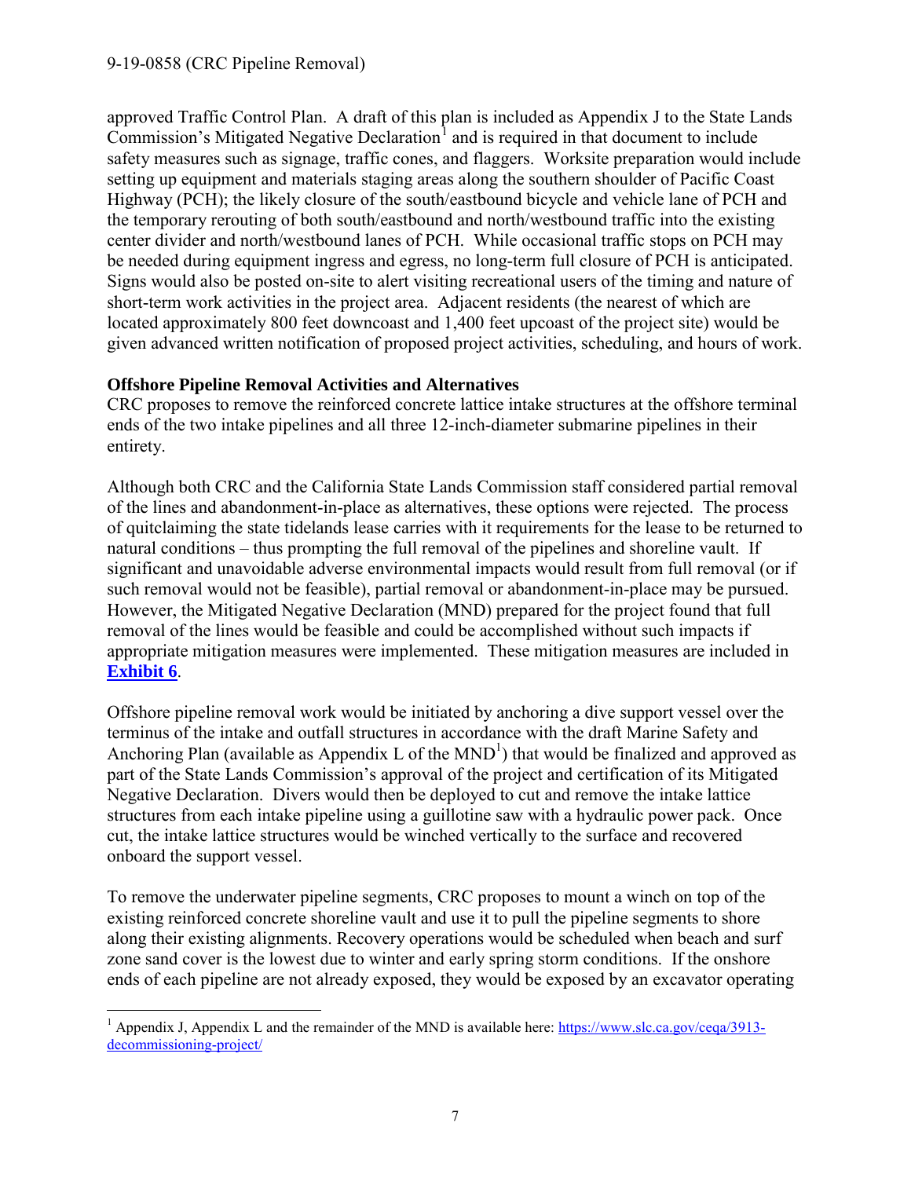approved Traffic Control Plan. A draft of this plan is included as Appendix J to the State Lands Commission's Mitigated Negative Declaration[1] and is required in that document to include safety measures such as signage, traffic cones, and flaggers. Worksite preparation would include setting up equipment and materials staging areas along the southern shoulder of Pacific Coast Highway (PCH); the likely closure of the south/eastbound bicycle and vehicle lane of PCH and the temporary rerouting of both south/eastbound and north/westbound traffic into the existing center divider and north/westbound lanes of PCH. While occasional traffic stops on PCH may be needed during equipment ingress and egress, no long-term full closure of PCH is anticipated. Signs would also be posted on-site to alert visiting recreational users of the timing and nature of short-term work activities in the project area. Adjacent residents (the nearest of which are located approximately 800 feet downcoast and 1,400 feet upcoast of the project site) would be given advanced written notification of proposed project activities, scheduling, and hours of work.

**Offshore Pipeline Removal Activities and Alternatives**

CRC proposes to remove the reinforced concrete lattice intake structures at the offshore terminal ends of the two intake pipelines and all three 12-inch-diameter submarine pipelines in their entirety.

Although both CRC and the California State Lands Commission staff considered partial removal of the lines and abandonment-in-place as alternatives, these options were rejected. The process of quitclaiming the state tidelands lease carries with it requirements for the lease to be returned to natural conditions – thus prompting the full removal of the pipelines and shoreline vault. If significant and unavoidable adverse environmental impacts would result from full removal (or if such removal would not be feasible), partial removal or abandonment-in-place may be pursued. However, the Mitigated Negative Declaration (MND) prepared for the project found that full removal of the lines would be feasible and could be accomplished without such impacts if appropriate mitigation measures were implemented. These mitigation measures are included in **Exhibit 6**.

Offshore pipeline removal work would be initiated by anchoring a dive support vessel over the terminus of the intake and outfall structures in accordance with the draft Marine Safety and Anchoring Plan (available as Appendix L of the MND[1]) that would be finalized and approved as part of the State Lands Commission's approval of the project and certification of its Mitigated Negative Declaration. Divers would then be deployed to cut and remove the intake lattice structures from each intake pipeline using a guillotine saw with a hydraulic power pack. Once cut, the intake lattice structures would be winched vertically to the surface and recovered onboard the support vessel.

To remove the underwater pipeline segments, CRC proposes to mount a winch on top of the existing reinforced concrete shoreline vault and use it to pull the pipeline segments to shore along their existing alignments. Recovery operations would be scheduled when beach and surf zone sand cover is the lowest due to winter and early spring storm conditions. If the onshore ends of each pipeline are not already exposed, they would be exposed by an excavator operating

---

[1] Appendix J, Appendix L and the remainder of the MND is available here: https://www.slc.ca.gov/ceqa/3913-decommissioning-project/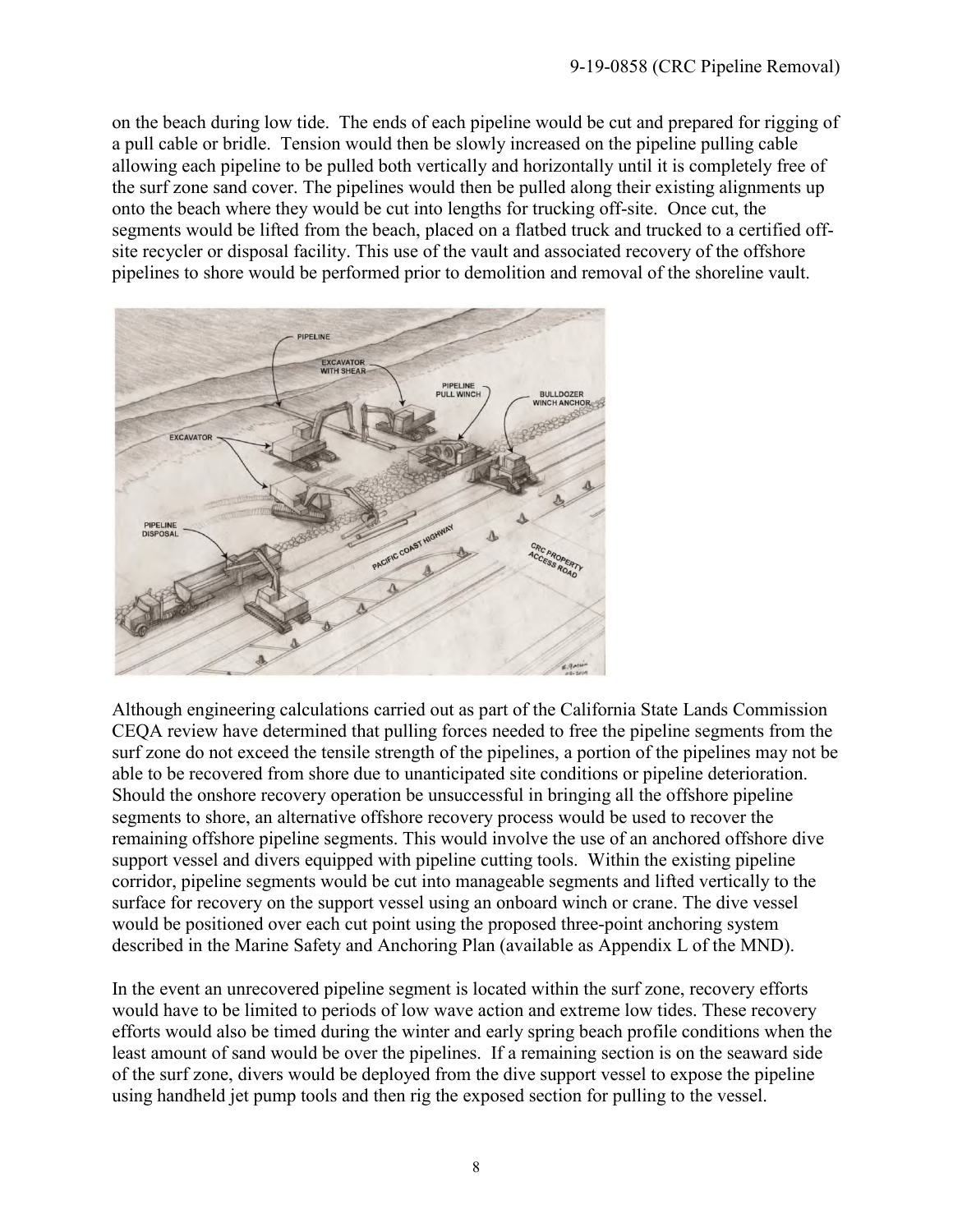on the beach during low tide. The ends of each pipeline would be cut and prepared for rigging of a pull cable or bridle. Tension would then be slowly increased on the pipeline pulling cable allowing each pipeline to be pulled both vertically and horizontally until it is completely free of the surf zone sand cover. The pipelines would then be pulled along their existing alignments up onto the beach where they would be cut into lengths for trucking off-site. Once cut, the segments would be lifted from the beach, placed on a flatbed truck and trucked to a certified off-site recycler or disposal facility. This use of the vault and associated recovery of the offshore pipelines to shore would be performed prior to demolition and removal of the shoreline vault.

Although engineering calculations carried out as part of the California State Lands Commission CEQA review have determined that pulling forces needed to free the pipeline segments from the surf zone do not exceed the tensile strength of the pipelines, a portion of the pipelines may not be able to be recovered from shore due to unanticipated site conditions or pipeline deterioration. Should the onshore recovery operation be unsuccessful in bringing all the offshore pipeline segments to shore, an alternative offshore recovery process would be used to recover the remaining offshore pipeline segments. This would involve the use of an anchored offshore dive support vessel and divers equipped with pipeline cutting tools. Within the existing pipeline corridor, pipeline segments would be cut into manageable segments and lifted vertically to the surface for recovery on the support vessel using an onboard winch or crane. The dive vessel would be positioned over each cut point using the proposed three-point anchoring system described in the Marine Safety and Anchoring Plan (available as Appendix L of the MND).

In the event an unrecovered pipeline segment is located within the surf zone, recovery efforts would have to be limited to periods of low wave action and extreme low tides. These recovery efforts would also be timed during the winter and early spring beach profile conditions when the least amount of sand would be over the pipelines. If a remaining section is on the seaward side of the surf zone, divers would be deployed from the dive support vessel to expose the pipeline using handheld jet pump tools and then rig the exposed section for pulling to the vessel.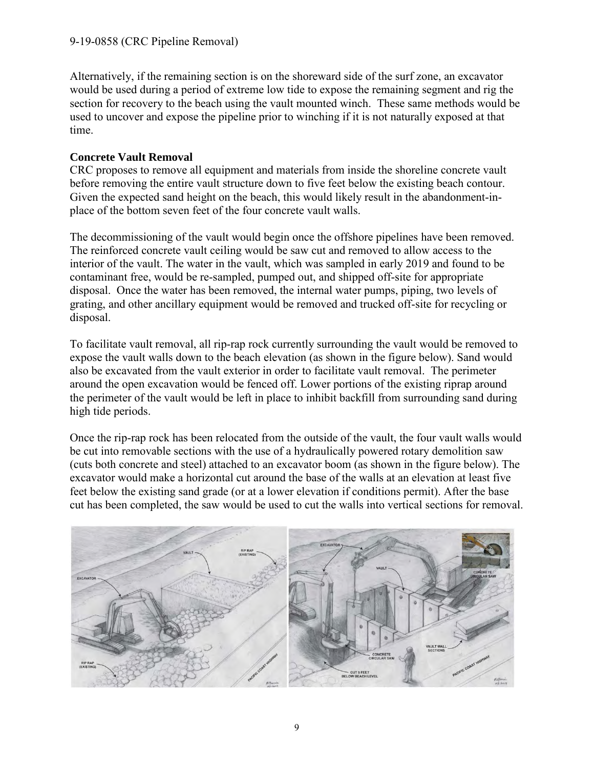Alternatively, if the remaining section is on the shoreward side of the surf zone, an excavator would be used during a period of extreme low tide to expose the remaining segment and rig the section for recovery to the beach using the vault mounted winch. These same methods would be used to uncover and expose the pipeline prior to winching if it is not naturally exposed at that time.

**Concrete Vault Removal**

CRC proposes to remove all equipment and materials from inside the shoreline concrete vault before removing the entire vault structure down to five feet below the existing beach contour. Given the expected sand height on the beach, this would likely result in the abandonment-in-place of the bottom seven feet of the four concrete vault walls.

The decommissioning of the vault would begin once the offshore pipelines have been removed. The reinforced concrete vault ceiling would be saw cut and removed to allow access to the interior of the vault. The water in the vault, which was sampled in early 2019 and found to be contaminant free, would be re-sampled, pumped out, and shipped off-site for appropriate disposal. Once the water has been removed, the internal water pumps, piping, two levels of grating, and other ancillary equipment would be removed and trucked off-site for recycling or disposal.

To facilitate vault removal, all rip-rap rock currently surrounding the vault would be removed to expose the vault walls down to the beach elevation (as shown in the figure below). Sand would also be excavated from the vault exterior in order to facilitate vault removal. The perimeter around the open excavation would be fenced off. Lower portions of the existing riprap around the perimeter of the vault would be left in place to inhibit backfill from surrounding sand during high tide periods.

Once the rip-rap rock has been relocated from the outside of the vault, the four vault walls would be cut into removable sections with the use of a hydraulically powered rotary demolition saw (cuts both concrete and steel) attached to an excavator boom (as shown in the figure below). The excavator would make a horizontal cut around the base of the walls at an elevation at least five feet below the existing sand grade (or at a lower elevation if conditions permit). After the base cut has been completed, the saw would be used to cut the walls into vertical sections for removal.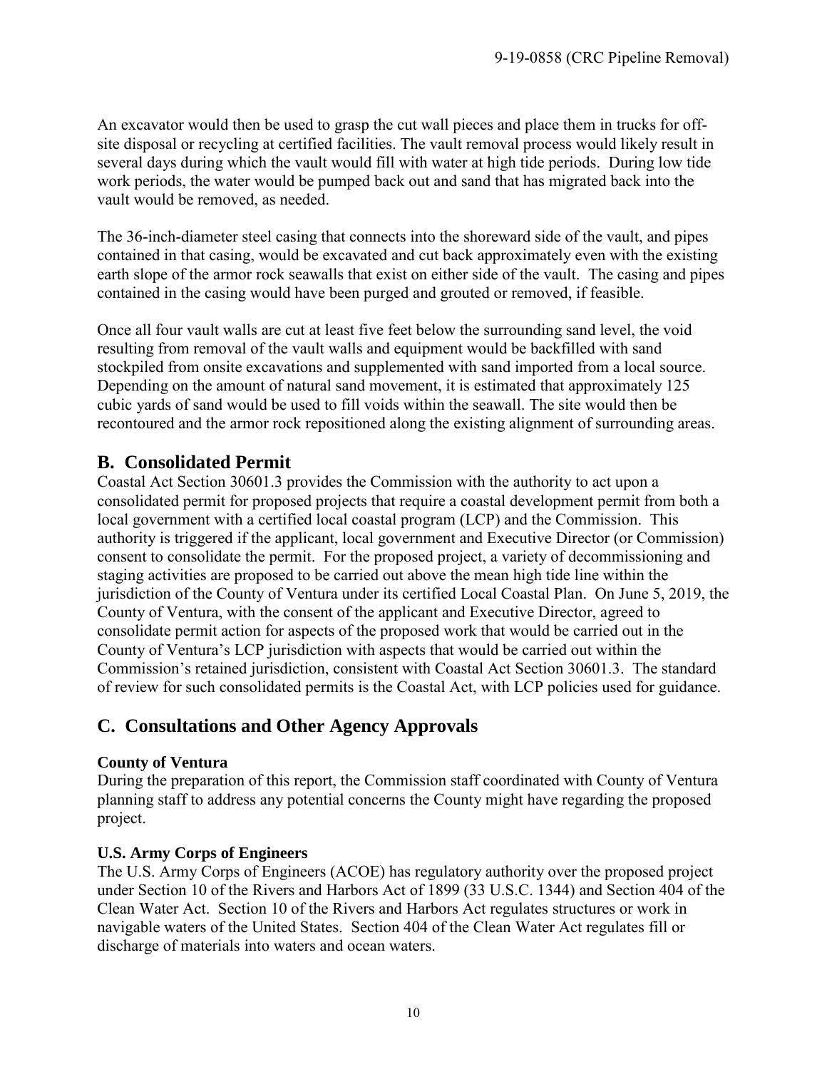An excavator would then be used to grasp the cut wall pieces and place them in trucks for off-site disposal or recycling at certified facilities. The vault removal process would likely result in several days during which the vault would fill with water at high tide periods. During low tide work periods, the water would be pumped back out and sand that has migrated back into the vault would be removed, as needed.

The 36-inch-diameter steel casing that connects into the shoreward side of the vault, and pipes contained in that casing, would be excavated and cut back approximately even with the existing earth slope of the armor rock seawalls that exist on either side of the vault. The casing and pipes contained in the casing would have been purged and grouted or removed, if feasible.

Once all four vault walls are cut at least five feet below the surrounding sand level, the void resulting from removal of the vault walls and equipment would be backfilled with sand stockpiled from onsite excavations and supplemented with sand imported from a local source. Depending on the amount of natural sand movement, it is estimated that approximately 125 cubic yards of sand would be used to fill voids within the seawall. The site would then be recontoured and the armor rock repositioned along the existing alignment of surrounding areas.

## B. Consolidated Permit

Coastal Act Section 30601.3 provides the Commission with the authority to act upon a consolidated permit for proposed projects that require a coastal development permit from both a local government with a certified local coastal program (LCP) and the Commission. This authority is triggered if the applicant, local government and Executive Director (or Commission) consent to consolidate the permit. For the proposed project, a variety of decommissioning and staging activities are proposed to be carried out above the mean high tide line within the jurisdiction of the County of Ventura under its certified Local Coastal Plan. On June 5, 2019, the County of Ventura, with the consent of the applicant and Executive Director, agreed to consolidate permit action for aspects of the proposed work that would be carried out in the County of Ventura's LCP jurisdiction with aspects that would be carried out within the Commission's retained jurisdiction, consistent with Coastal Act Section 30601.3. The standard of review for such consolidated permits is the Coastal Act, with LCP policies used for guidance.

## C. Consultations and Other Agency Approvals

**County of Ventura**

During the preparation of this report, the Commission staff coordinated with County of Ventura planning staff to address any potential concerns the County might have regarding the proposed project.

**U.S. Army Corps of Engineers**

The U.S. Army Corps of Engineers (ACOE) has regulatory authority over the proposed project under Section 10 of the Rivers and Harbors Act of 1899 (33 U.S.C. 1344) and Section 404 of the Clean Water Act. Section 10 of the Rivers and Harbors Act regulates structures or work in navigable waters of the United States. Section 404 of the Clean Water Act regulates fill or discharge of materials into waters and ocean waters.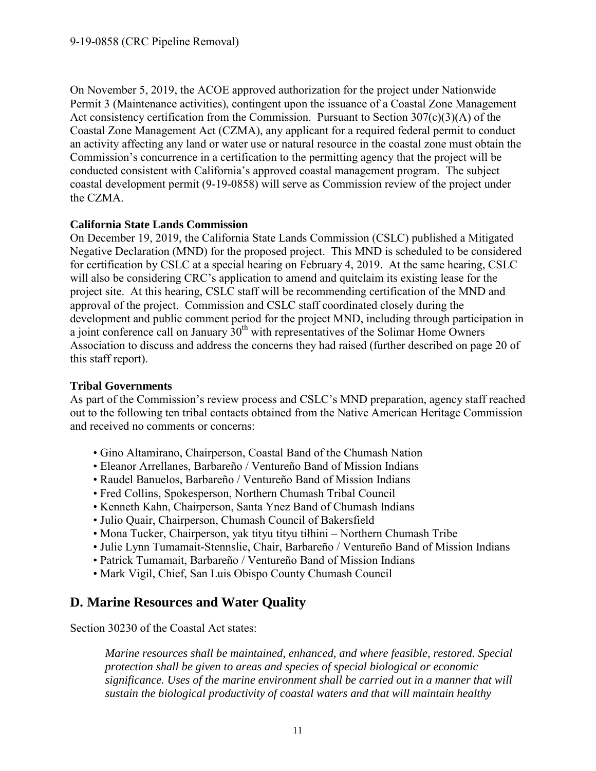On November 5, 2019, the ACOE approved authorization for the project under Nationwide Permit 3 (Maintenance activities), contingent upon the issuance of a Coastal Zone Management Act consistency certification from the Commission. Pursuant to Section 307(c)(3)(A) of the Coastal Zone Management Act (CZMA), any applicant for a required federal permit to conduct an activity affecting any land or water use or natural resource in the coastal zone must obtain the Commission's concurrence in a certification to the permitting agency that the project will be conducted consistent with California's approved coastal management program. The subject coastal development permit (9-19-0858) will serve as Commission review of the project under the CZMA.

**California State Lands Commission**

On December 19, 2019, the California State Lands Commission (CSLC) published a Mitigated Negative Declaration (MND) for the proposed project. This MND is scheduled to be considered for certification by CSLC at a special hearing on February 4, 2019. At the same hearing, CSLC will also be considering CRC's application to amend and quitclaim its existing lease for the project site. At this hearing, CSLC staff will be recommending certification of the MND and approval of the project. Commission and CSLC staff coordinated closely during the development and public comment period for the project MND, including through participation in a joint conference call on January 30th with representatives of the Solimar Home Owners Association to discuss and address the concerns they had raised (further described on page 20 of this staff report).

**Tribal Governments**

As part of the Commission's review process and CSLC's MND preparation, agency staff reached out to the following ten tribal contacts obtained from the Native American Heritage Commission and received no comments or concerns:

- Gino Altamirano, Chairperson, Coastal Band of the Chumash Nation
- Eleanor Arrellanes, Barbareño / Ventureño Band of Mission Indians
- Raudel Banuelos, Barbareño / Ventureño Band of Mission Indians
- Fred Collins, Spokesperson, Northern Chumash Tribal Council
- Kenneth Kahn, Chairperson, Santa Ynez Band of Chumash Indians
- Julio Quair, Chairperson, Chumash Council of Bakersfield
- Mona Tucker, Chairperson, yak tityu tityu tiłhini – Northern Chumash Tribe
- Julie Lynn Tumamait-Stennslie, Chair, Barbareño / Ventureño Band of Mission Indians
- Patrick Tumamait, Barbareño / Ventureño Band of Mission Indians
- Mark Vigil, Chief, San Luis Obispo County Chumash Council

## D. Marine Resources and Water Quality

Section 30230 of the Coastal Act states:

> *Marine resources shall be maintained, enhanced, and where feasible, restored. Special protection shall be given to areas and species of special biological or economic significance. Uses of the marine environment shall be carried out in a manner that will sustain the biological productivity of coastal waters and that will maintain healthy*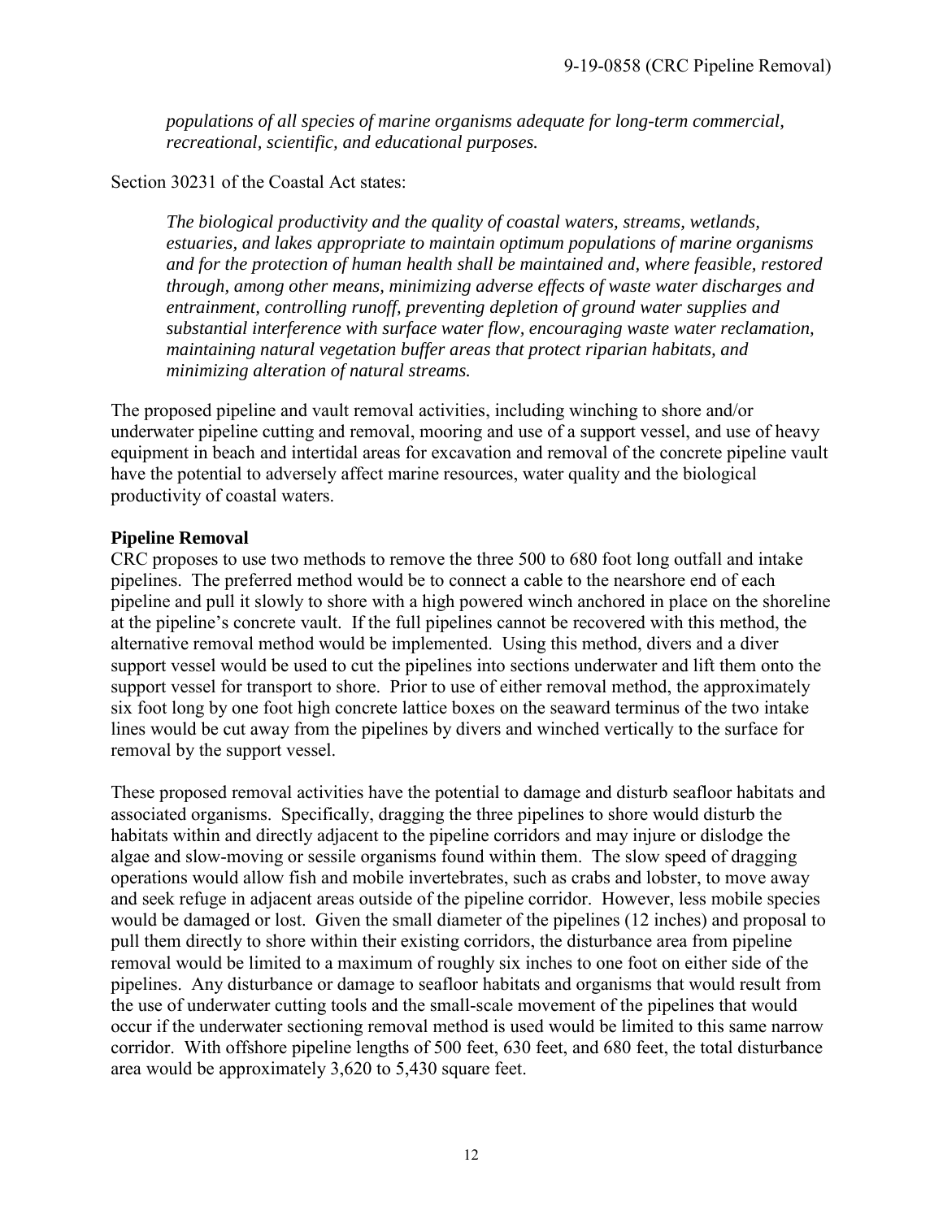*populations of all species of marine organisms adequate for long-term commercial, recreational, scientific, and educational purposes.*

Section 30231 of the Coastal Act states:

*The biological productivity and the quality of coastal waters, streams, wetlands, estuaries, and lakes appropriate to maintain optimum populations of marine organisms and for the protection of human health shall be maintained and, where feasible, restored through, among other means, minimizing adverse effects of waste water discharges and entrainment, controlling runoff, preventing depletion of ground water supplies and substantial interference with surface water flow, encouraging waste water reclamation, maintaining natural vegetation buffer areas that protect riparian habitats, and minimizing alteration of natural streams.*

The proposed pipeline and vault removal activities, including winching to shore and/or underwater pipeline cutting and removal, mooring and use of a support vessel, and use of heavy equipment in beach and intertidal areas for excavation and removal of the concrete pipeline vault have the potential to adversely affect marine resources, water quality and the biological productivity of coastal waters.

**Pipeline Removal**

CRC proposes to use two methods to remove the three 500 to 680 foot long outfall and intake pipelines. The preferred method would be to connect a cable to the nearshore end of each pipeline and pull it slowly to shore with a high powered winch anchored in place on the shoreline at the pipeline's concrete vault. If the full pipelines cannot be recovered with this method, the alternative removal method would be implemented. Using this method, divers and a diver support vessel would be used to cut the pipelines into sections underwater and lift them onto the support vessel for transport to shore. Prior to use of either removal method, the approximately six foot long by one foot high concrete lattice boxes on the seaward terminus of the two intake lines would be cut away from the pipelines by divers and winched vertically to the surface for removal by the support vessel.

These proposed removal activities have the potential to damage and disturb seafloor habitats and associated organisms. Specifically, dragging the three pipelines to shore would disturb the habitats within and directly adjacent to the pipeline corridors and may injure or dislodge the algae and slow-moving or sessile organisms found within them. The slow speed of dragging operations would allow fish and mobile invertebrates, such as crabs and lobster, to move away and seek refuge in adjacent areas outside of the pipeline corridor. However, less mobile species would be damaged or lost. Given the small diameter of the pipelines (12 inches) and proposal to pull them directly to shore within their existing corridors, the disturbance area from pipeline removal would be limited to a maximum of roughly six inches to one foot on either side of the pipelines. Any disturbance or damage to seafloor habitats and organisms that would result from the use of underwater cutting tools and the small-scale movement of the pipelines that would occur if the underwater sectioning removal method is used would be limited to this same narrow corridor. With offshore pipeline lengths of 500 feet, 630 feet, and 680 feet, the total disturbance area would be approximately 3,620 to 5,430 square feet.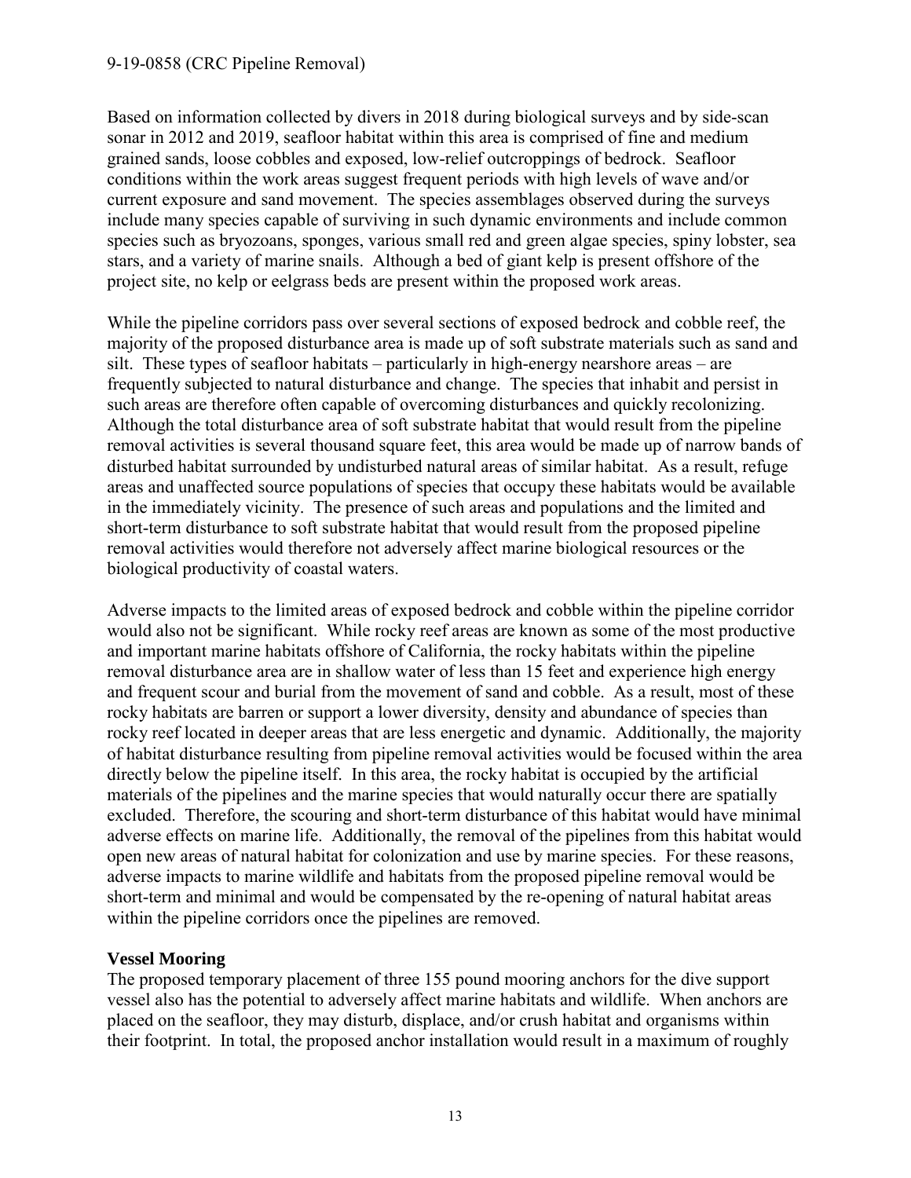Based on information collected by divers in 2018 during biological surveys and by side-scan sonar in 2012 and 2019, seafloor habitat within this area is comprised of fine and medium grained sands, loose cobbles and exposed, low-relief outcroppings of bedrock. Seafloor conditions within the work areas suggest frequent periods with high levels of wave and/or current exposure and sand movement. The species assemblages observed during the surveys include many species capable of surviving in such dynamic environments and include common species such as bryozoans, sponges, various small red and green algae species, spiny lobster, sea stars, and a variety of marine snails. Although a bed of giant kelp is present offshore of the project site, no kelp or eelgrass beds are present within the proposed work areas.

While the pipeline corridors pass over several sections of exposed bedrock and cobble reef, the majority of the proposed disturbance area is made up of soft substrate materials such as sand and silt. These types of seafloor habitats – particularly in high-energy nearshore areas – are frequently subjected to natural disturbance and change. The species that inhabit and persist in such areas are therefore often capable of overcoming disturbances and quickly recolonizing. Although the total disturbance area of soft substrate habitat that would result from the pipeline removal activities is several thousand square feet, this area would be made up of narrow bands of disturbed habitat surrounded by undisturbed natural areas of similar habitat. As a result, refuge areas and unaffected source populations of species that occupy these habitats would be available in the immediately vicinity. The presence of such areas and populations and the limited and short-term disturbance to soft substrate habitat that would result from the proposed pipeline removal activities would therefore not adversely affect marine biological resources or the biological productivity of coastal waters.

Adverse impacts to the limited areas of exposed bedrock and cobble within the pipeline corridor would also not be significant. While rocky reef areas are known as some of the most productive and important marine habitats offshore of California, the rocky habitats within the pipeline removal disturbance area are in shallow water of less than 15 feet and experience high energy and frequent scour and burial from the movement of sand and cobble. As a result, most of these rocky habitats are barren or support a lower diversity, density and abundance of species than rocky reef located in deeper areas that are less energetic and dynamic. Additionally, the majority of habitat disturbance resulting from pipeline removal activities would be focused within the area directly below the pipeline itself. In this area, the rocky habitat is occupied by the artificial materials of the pipelines and the marine species that would naturally occur there are spatially excluded. Therefore, the scouring and short-term disturbance of this habitat would have minimal adverse effects on marine life. Additionally, the removal of the pipelines from this habitat would open new areas of natural habitat for colonization and use by marine species. For these reasons, adverse impacts to marine wildlife and habitats from the proposed pipeline removal would be short-term and minimal and would be compensated by the re-opening of natural habitat areas within the pipeline corridors once the pipelines are removed.

**Vessel Mooring**

The proposed temporary placement of three 155 pound mooring anchors for the dive support vessel also has the potential to adversely affect marine habitats and wildlife. When anchors are placed on the seafloor, they may disturb, displace, and/or crush habitat and organisms within their footprint. In total, the proposed anchor installation would result in a maximum of roughly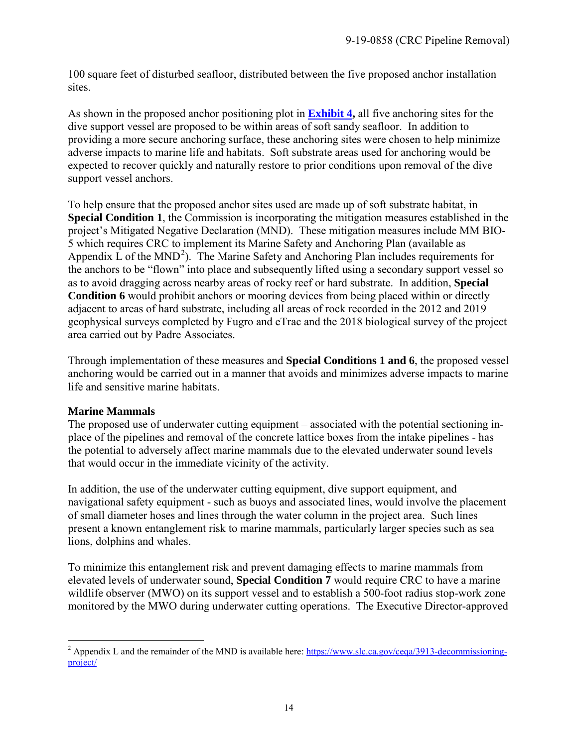100 square feet of disturbed seafloor, distributed between the five proposed anchor installation sites.

As shown in the proposed anchor positioning plot in **Exhibit 4,** all five anchoring sites for the dive support vessel are proposed to be within areas of soft sandy seafloor. In addition to providing a more secure anchoring surface, these anchoring sites were chosen to help minimize adverse impacts to marine life and habitats. Soft substrate areas used for anchoring would be expected to recover quickly and naturally restore to prior conditions upon removal of the dive support vessel anchors.

To help ensure that the proposed anchor sites used are made up of soft substrate habitat, in **Special Condition 1**, the Commission is incorporating the mitigation measures established in the project's Mitigated Negative Declaration (MND). These mitigation measures include MM BIO-5 which requires CRC to implement its Marine Safety and Anchoring Plan (available as Appendix L of the MND[2]). The Marine Safety and Anchoring Plan includes requirements for the anchors to be "flown" into place and subsequently lifted using a secondary support vessel so as to avoid dragging across nearby areas of rocky reef or hard substrate. In addition, **Special Condition 6** would prohibit anchors or mooring devices from being placed within or directly adjacent to areas of hard substrate, including all areas of rock recorded in the 2012 and 2019 geophysical surveys completed by Fugro and eTrac and the 2018 biological survey of the project area carried out by Padre Associates.

Through implementation of these measures and **Special Conditions 1 and 6**, the proposed vessel anchoring would be carried out in a manner that avoids and minimizes adverse impacts to marine life and sensitive marine habitats.

**Marine Mammals**

The proposed use of underwater cutting equipment – associated with the potential sectioning in-place of the pipelines and removal of the concrete lattice boxes from the intake pipelines - has the potential to adversely affect marine mammals due to the elevated underwater sound levels that would occur in the immediate vicinity of the activity.

In addition, the use of the underwater cutting equipment, dive support equipment, and navigational safety equipment - such as buoys and associated lines, would involve the placement of small diameter hoses and lines through the water column in the project area. Such lines present a known entanglement risk to marine mammals, particularly larger species such as sea lions, dolphins and whales.

To minimize this entanglement risk and prevent damaging effects to marine mammals from elevated levels of underwater sound, **Special Condition 7** would require CRC to have a marine wildlife observer (MWO) on its support vessel and to establish a 500-foot radius stop-work zone monitored by the MWO during underwater cutting operations. The Executive Director-approved

---

[2] Appendix L and the remainder of the MND is available here: https://www.slc.ca.gov/ceqa/3913-decommissioning-project/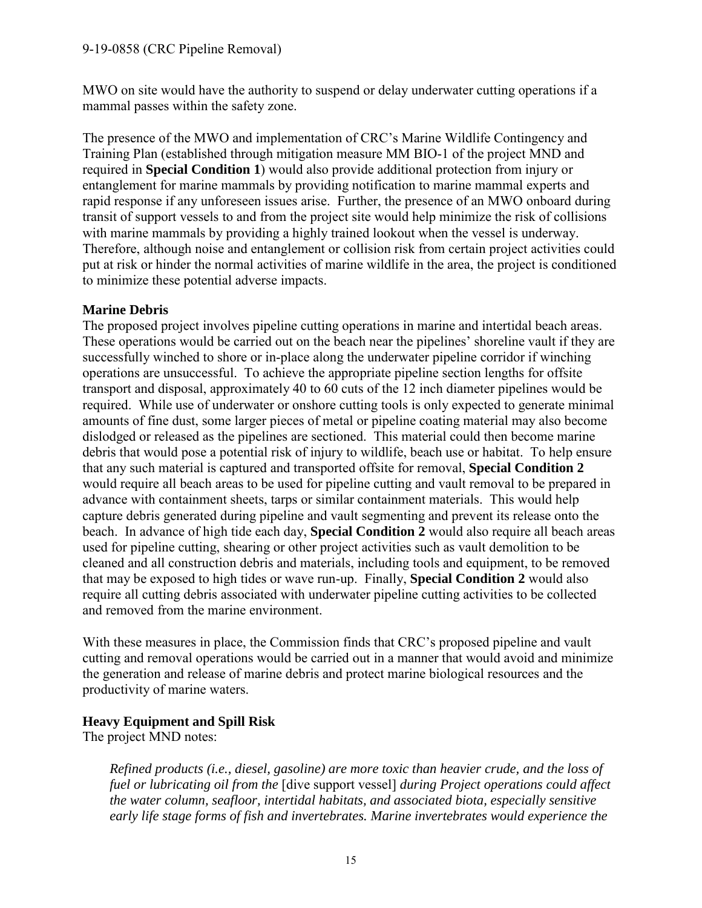MWO on site would have the authority to suspend or delay underwater cutting operations if a mammal passes within the safety zone.

The presence of the MWO and implementation of CRC's Marine Wildlife Contingency and Training Plan (established through mitigation measure MM BIO-1 of the project MND and required in **Special Condition 1**) would also provide additional protection from injury or entanglement for marine mammals by providing notification to marine mammal experts and rapid response if any unforeseen issues arise. Further, the presence of an MWO onboard during transit of support vessels to and from the project site would help minimize the risk of collisions with marine mammals by providing a highly trained lookout when the vessel is underway. Therefore, although noise and entanglement or collision risk from certain project activities could put at risk or hinder the normal activities of marine wildlife in the area, the project is conditioned to minimize these potential adverse impacts.

**Marine Debris**

The proposed project involves pipeline cutting operations in marine and intertidal beach areas. These operations would be carried out on the beach near the pipelines' shoreline vault if they are successfully winched to shore or in-place along the underwater pipeline corridor if winching operations are unsuccessful. To achieve the appropriate pipeline section lengths for offsite transport and disposal, approximately 40 to 60 cuts of the 12 inch diameter pipelines would be required. While use of underwater or onshore cutting tools is only expected to generate minimal amounts of fine dust, some larger pieces of metal or pipeline coating material may also become dislodged or released as the pipelines are sectioned. This material could then become marine debris that would pose a potential risk of injury to wildlife, beach use or habitat. To help ensure that any such material is captured and transported offsite for removal, **Special Condition 2** would require all beach areas to be used for pipeline cutting and vault removal to be prepared in advance with containment sheets, tarps or similar containment materials. This would help capture debris generated during pipeline and vault segmenting and prevent its release onto the beach. In advance of high tide each day, **Special Condition 2** would also require all beach areas used for pipeline cutting, shearing or other project activities such as vault demolition to be cleaned and all construction debris and materials, including tools and equipment, to be removed that may be exposed to high tides or wave run-up. Finally, **Special Condition 2** would also require all cutting debris associated with underwater pipeline cutting activities to be collected and removed from the marine environment.

With these measures in place, the Commission finds that CRC's proposed pipeline and vault cutting and removal operations would be carried out in a manner that would avoid and minimize the generation and release of marine debris and protect marine biological resources and the productivity of marine waters.

**Heavy Equipment and Spill Risk**

The project MND notes:

> *Refined products (i.e., diesel, gasoline) are more toxic than heavier crude, and the loss of fuel or lubricating oil from the* [dive support vessel] *during Project operations could affect the water column, seafloor, intertidal habitats, and associated biota, especially sensitive early life stage forms of fish and invertebrates. Marine invertebrates would experience the*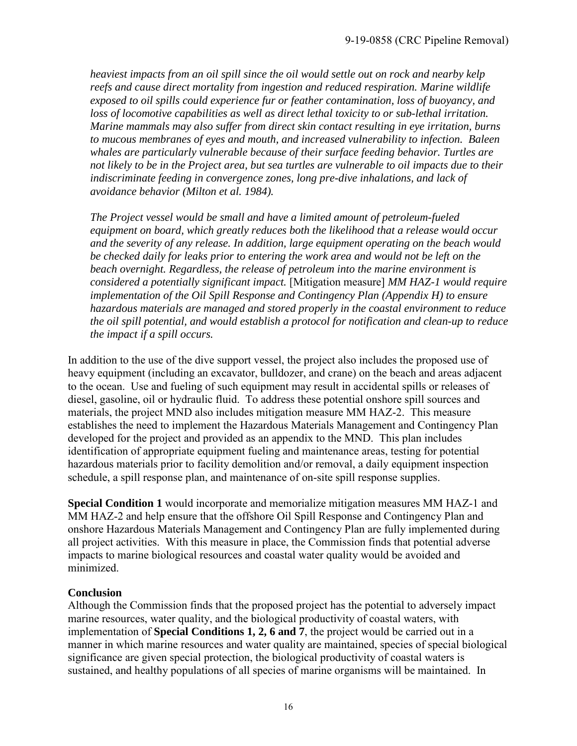*heaviest impacts from an oil spill since the oil would settle out on rock and nearby kelp reefs and cause direct mortality from ingestion and reduced respiration. Marine wildlife exposed to oil spills could experience fur or feather contamination, loss of buoyancy, and loss of locomotive capabilities as well as direct lethal toxicity to or sub-lethal irritation. Marine mammals may also suffer from direct skin contact resulting in eye irritation, burns to mucous membranes of eyes and mouth, and increased vulnerability to infection. Baleen whales are particularly vulnerable because of their surface feeding behavior. Turtles are not likely to be in the Project area, but sea turtles are vulnerable to oil impacts due to their indiscriminate feeding in convergence zones, long pre-dive inhalations, and lack of avoidance behavior (Milton et al. 1984).*

*The Project vessel would be small and have a limited amount of petroleum-fueled equipment on board, which greatly reduces both the likelihood that a release would occur and the severity of any release. In addition, large equipment operating on the beach would be checked daily for leaks prior to entering the work area and would not be left on the beach overnight. Regardless, the release of petroleum into the marine environment is considered a potentially significant impact.* [Mitigation measure] *MM HAZ-1 would require implementation of the Oil Spill Response and Contingency Plan (Appendix H) to ensure hazardous materials are managed and stored properly in the coastal environment to reduce the oil spill potential, and would establish a protocol for notification and clean-up to reduce the impact if a spill occurs.*

In addition to the use of the dive support vessel, the project also includes the proposed use of heavy equipment (including an excavator, bulldozer, and crane) on the beach and areas adjacent to the ocean. Use and fueling of such equipment may result in accidental spills or releases of diesel, gasoline, oil or hydraulic fluid. To address these potential onshore spill sources and materials, the project MND also includes mitigation measure MM HAZ-2. This measure establishes the need to implement the Hazardous Materials Management and Contingency Plan developed for the project and provided as an appendix to the MND. This plan includes identification of appropriate equipment fueling and maintenance areas, testing for potential hazardous materials prior to facility demolition and/or removal, a daily equipment inspection schedule, a spill response plan, and maintenance of on-site spill response supplies.

**Special Condition 1** would incorporate and memorialize mitigation measures MM HAZ-1 and MM HAZ-2 and help ensure that the offshore Oil Spill Response and Contingency Plan and onshore Hazardous Materials Management and Contingency Plan are fully implemented during all project activities. With this measure in place, the Commission finds that potential adverse impacts to marine biological resources and coastal water quality would be avoided and minimized.

**Conclusion**

Although the Commission finds that the proposed project has the potential to adversely impact marine resources, water quality, and the biological productivity of coastal waters, with implementation of **Special Conditions 1, 2, 6 and 7**, the project would be carried out in a manner in which marine resources and water quality are maintained, species of special biological significance are given special protection, the biological productivity of coastal waters is sustained, and healthy populations of all species of marine organisms will be maintained. In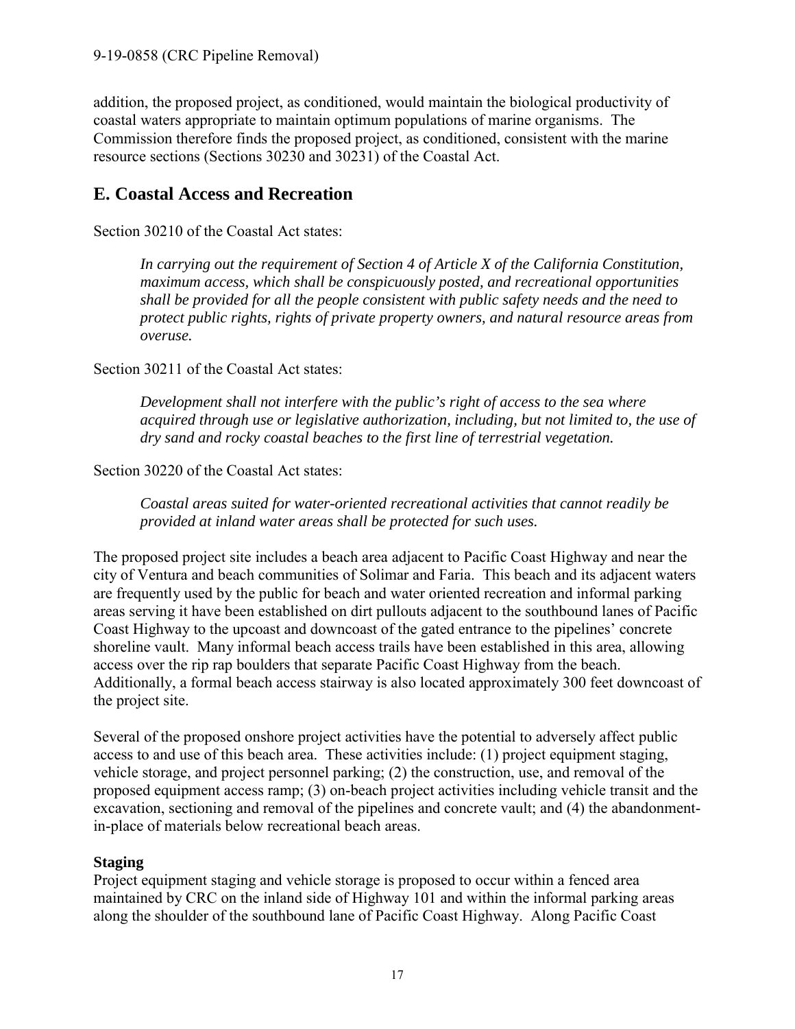addition, the proposed project, as conditioned, would maintain the biological productivity of coastal waters appropriate to maintain optimum populations of marine organisms. The Commission therefore finds the proposed project, as conditioned, consistent with the marine resource sections (Sections 30230 and 30231) of the Coastal Act.

## E. Coastal Access and Recreation

Section 30210 of the Coastal Act states:

> *In carrying out the requirement of Section 4 of Article X of the California Constitution, maximum access, which shall be conspicuously posted, and recreational opportunities shall be provided for all the people consistent with public safety needs and the need to protect public rights, rights of private property owners, and natural resource areas from overuse.*

Section 30211 of the Coastal Act states:

> *Development shall not interfere with the public's right of access to the sea where acquired through use or legislative authorization, including, but not limited to, the use of dry sand and rocky coastal beaches to the first line of terrestrial vegetation.*

Section 30220 of the Coastal Act states:

> *Coastal areas suited for water-oriented recreational activities that cannot readily be provided at inland water areas shall be protected for such uses.*

The proposed project site includes a beach area adjacent to Pacific Coast Highway and near the city of Ventura and beach communities of Solimar and Faria. This beach and its adjacent waters are frequently used by the public for beach and water oriented recreation and informal parking areas serving it have been established on dirt pullouts adjacent to the southbound lanes of Pacific Coast Highway to the upcoast and downcoast of the gated entrance to the pipelines' concrete shoreline vault. Many informal beach access trails have been established in this area, allowing access over the rip rap boulders that separate Pacific Coast Highway from the beach. Additionally, a formal beach access stairway is also located approximately 300 feet downcoast of the project site.

Several of the proposed onshore project activities have the potential to adversely affect public access to and use of this beach area. These activities include: (1) project equipment staging, vehicle storage, and project personnel parking; (2) the construction, use, and removal of the proposed equipment access ramp; (3) on-beach project activities including vehicle transit and the excavation, sectioning and removal of the pipelines and concrete vault; and (4) the abandonment-in-place of materials below recreational beach areas.

**Staging**

Project equipment staging and vehicle storage is proposed to occur within a fenced area maintained by CRC on the inland side of Highway 101 and within the informal parking areas along the shoulder of the southbound lane of Pacific Coast Highway. Along Pacific Coast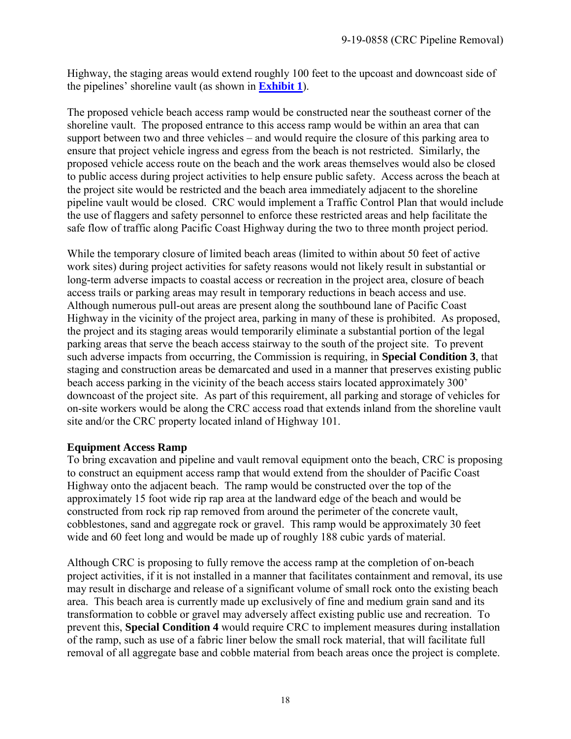Highway, the staging areas would extend roughly 100 feet to the upcoast and downcoast side of the pipelines' shoreline vault (as shown in **Exhibit 1**).

The proposed vehicle beach access ramp would be constructed near the southeast corner of the shoreline vault. The proposed entrance to this access ramp would be within an area that can support between two and three vehicles – and would require the closure of this parking area to ensure that project vehicle ingress and egress from the beach is not restricted. Similarly, the proposed vehicle access route on the beach and the work areas themselves would also be closed to public access during project activities to help ensure public safety. Access across the beach at the project site would be restricted and the beach area immediately adjacent to the shoreline pipeline vault would be closed. CRC would implement a Traffic Control Plan that would include the use of flaggers and safety personnel to enforce these restricted areas and help facilitate the safe flow of traffic along Pacific Coast Highway during the two to three month project period.

While the temporary closure of limited beach areas (limited to within about 50 feet of active work sites) during project activities for safety reasons would not likely result in substantial or long-term adverse impacts to coastal access or recreation in the project area, closure of beach access trails or parking areas may result in temporary reductions in beach access and use. Although numerous pull-out areas are present along the southbound lane of Pacific Coast Highway in the vicinity of the project area, parking in many of these is prohibited. As proposed, the project and its staging areas would temporarily eliminate a substantial portion of the legal parking areas that serve the beach access stairway to the south of the project site. To prevent such adverse impacts from occurring, the Commission is requiring, in **Special Condition 3**, that staging and construction areas be demarcated and used in a manner that preserves existing public beach access parking in the vicinity of the beach access stairs located approximately 300' downcoast of the project site. As part of this requirement, all parking and storage of vehicles for on-site workers would be along the CRC access road that extends inland from the shoreline vault site and/or the CRC property located inland of Highway 101.

**Equipment Access Ramp**

To bring excavation and pipeline and vault removal equipment onto the beach, CRC is proposing to construct an equipment access ramp that would extend from the shoulder of Pacific Coast Highway onto the adjacent beach. The ramp would be constructed over the top of the approximately 15 foot wide rip rap area at the landward edge of the beach and would be constructed from rock rip rap removed from around the perimeter of the concrete vault, cobblestones, sand and aggregate rock or gravel. This ramp would be approximately 30 feet wide and 60 feet long and would be made up of roughly 188 cubic yards of material.

Although CRC is proposing to fully remove the access ramp at the completion of on-beach project activities, if it is not installed in a manner that facilitates containment and removal, its use may result in discharge and release of a significant volume of small rock onto the existing beach area. This beach area is currently made up exclusively of fine and medium grain sand and its transformation to cobble or gravel may adversely affect existing public use and recreation. To prevent this, **Special Condition 4** would require CRC to implement measures during installation of the ramp, such as use of a fabric liner below the small rock material, that will facilitate full removal of all aggregate base and cobble material from beach areas once the project is complete.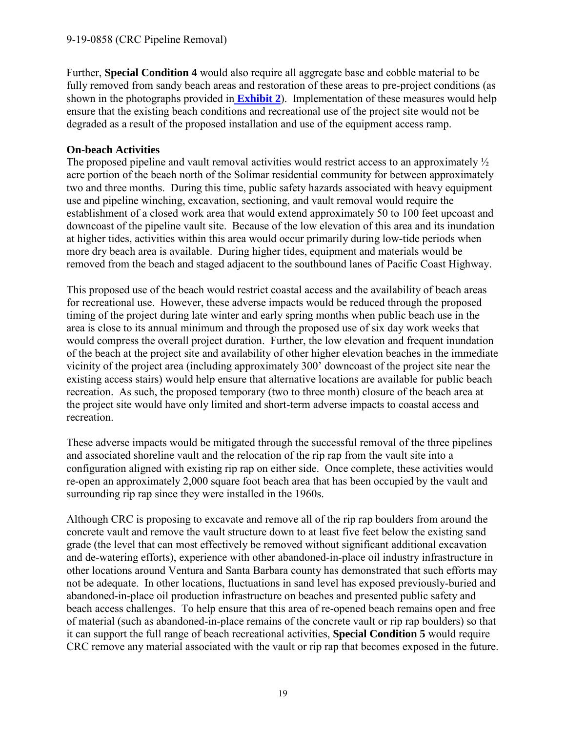Further, **Special Condition 4** would also require all aggregate base and cobble material to be fully removed from sandy beach areas and restoration of these areas to pre-project conditions (as shown in the photographs provided in **Exhibit 2**). Implementation of these measures would help ensure that the existing beach conditions and recreational use of the project site would not be degraded as a result of the proposed installation and use of the equipment access ramp.

**On-beach Activities**

The proposed pipeline and vault removal activities would restrict access to an approximately ½ acre portion of the beach north of the Solimar residential community for between approximately two and three months. During this time, public safety hazards associated with heavy equipment use and pipeline winching, excavation, sectioning, and vault removal would require the establishment of a closed work area that would extend approximately 50 to 100 feet upcoast and downcoast of the pipeline vault site. Because of the low elevation of this area and its inundation at higher tides, activities within this area would occur primarily during low-tide periods when more dry beach area is available. During higher tides, equipment and materials would be removed from the beach and staged adjacent to the southbound lanes of Pacific Coast Highway.

This proposed use of the beach would restrict coastal access and the availability of beach areas for recreational use. However, these adverse impacts would be reduced through the proposed timing of the project during late winter and early spring months when public beach use in the area is close to its annual minimum and through the proposed use of six day work weeks that would compress the overall project duration. Further, the low elevation and frequent inundation of the beach at the project site and availability of other higher elevation beaches in the immediate vicinity of the project area (including approximately 300' downcoast of the project site near the existing access stairs) would help ensure that alternative locations are available for public beach recreation. As such, the proposed temporary (two to three month) closure of the beach area at the project site would have only limited and short-term adverse impacts to coastal access and recreation.

These adverse impacts would be mitigated through the successful removal of the three pipelines and associated shoreline vault and the relocation of the rip rap from the vault site into a configuration aligned with existing rip rap on either side. Once complete, these activities would re-open an approximately 2,000 square foot beach area that has been occupied by the vault and surrounding rip rap since they were installed in the 1960s.

Although CRC is proposing to excavate and remove all of the rip rap boulders from around the concrete vault and remove the vault structure down to at least five feet below the existing sand grade (the level that can most effectively be removed without significant additional excavation and de-watering efforts), experience with other abandoned-in-place oil industry infrastructure in other locations around Ventura and Santa Barbara county has demonstrated that such efforts may not be adequate. In other locations, fluctuations in sand level has exposed previously-buried and abandoned-in-place oil production infrastructure on beaches and presented public safety and beach access challenges. To help ensure that this area of re-opened beach remains open and free of material (such as abandoned-in-place remains of the concrete vault or rip rap boulders) so that it can support the full range of beach recreational activities, **Special Condition 5** would require CRC remove any material associated with the vault or rip rap that becomes exposed in the future.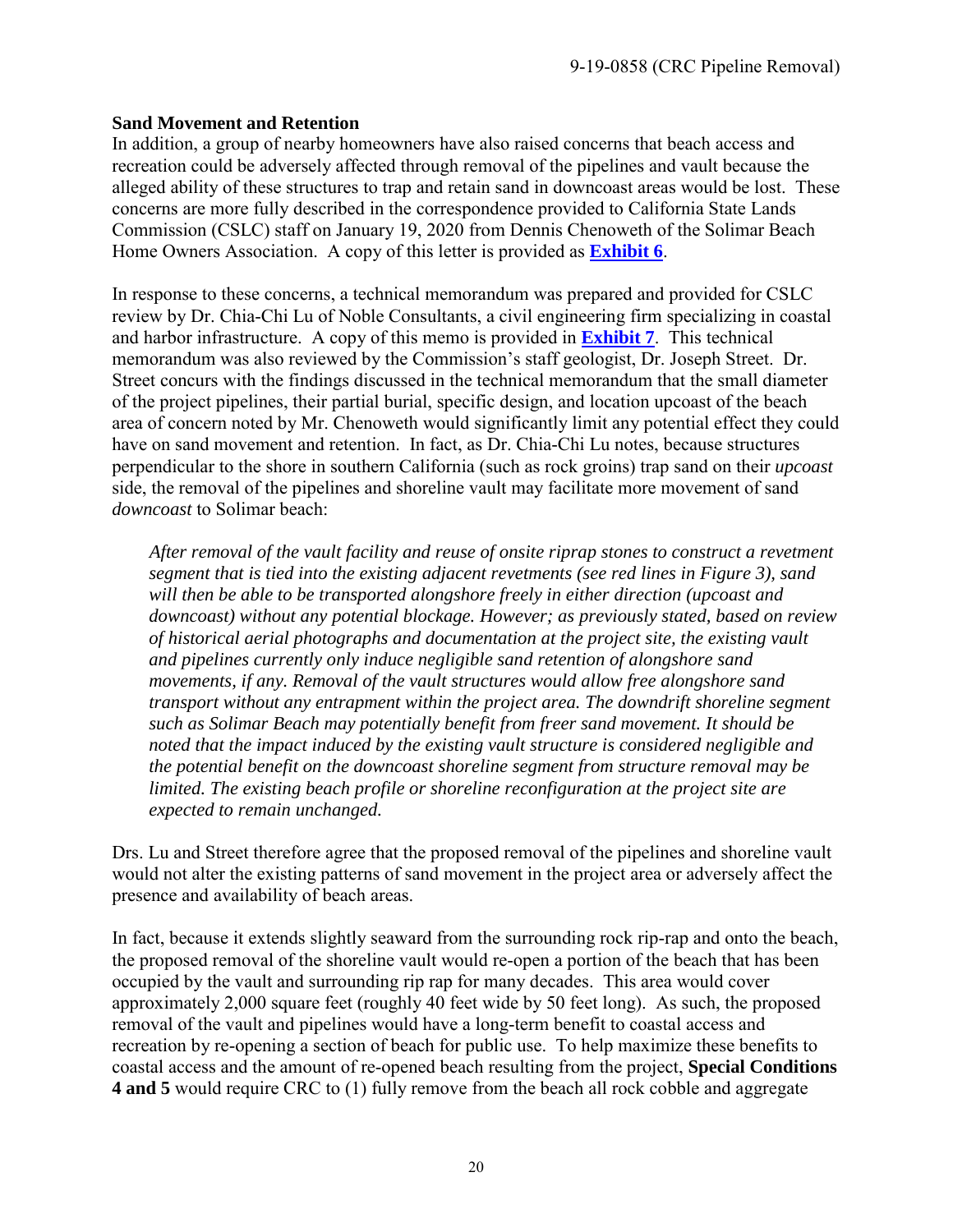**Sand Movement and Retention**

In addition, a group of nearby homeowners have also raised concerns that beach access and recreation could be adversely affected through removal of the pipelines and vault because the alleged ability of these structures to trap and retain sand in downcoast areas would be lost. These concerns are more fully described in the correspondence provided to California State Lands Commission (CSLC) staff on January 19, 2020 from Dennis Chenoweth of the Solimar Beach Home Owners Association. A copy of this letter is provided as **Exhibit 6**.

In response to these concerns, a technical memorandum was prepared and provided for CSLC review by Dr. Chia-Chi Lu of Noble Consultants, a civil engineering firm specializing in coastal and harbor infrastructure. A copy of this memo is provided in **Exhibit 7**. This technical memorandum was also reviewed by the Commission's staff geologist, Dr. Joseph Street. Dr. Street concurs with the findings discussed in the technical memorandum that the small diameter of the project pipelines, their partial burial, specific design, and location upcoast of the beach area of concern noted by Mr. Chenoweth would significantly limit any potential effect they could have on sand movement and retention. In fact, as Dr. Chia-Chi Lu notes, because structures perpendicular to the shore in southern California (such as rock groins) trap sand on their *upcoast* side, the removal of the pipelines and shoreline vault may facilitate more movement of sand *downcoast* to Solimar beach:

> *After removal of the vault facility and reuse of onsite riprap stones to construct a revetment segment that is tied into the existing adjacent revetments (see red lines in Figure 3), sand will then be able to be transported alongshore freely in either direction (upcoast and downcoast) without any potential blockage. However; as previously stated, based on review of historical aerial photographs and documentation at the project site, the existing vault and pipelines currently only induce negligible sand retention of alongshore sand movements, if any. Removal of the vault structures would allow free alongshore sand transport without any entrapment within the project area. The downdrift shoreline segment such as Solimar Beach may potentially benefit from freer sand movement. It should be noted that the impact induced by the existing vault structure is considered negligible and the potential benefit on the downcoast shoreline segment from structure removal may be limited. The existing beach profile or shoreline reconfiguration at the project site are expected to remain unchanged.*

Drs. Lu and Street therefore agree that the proposed removal of the pipelines and shoreline vault would not alter the existing patterns of sand movement in the project area or adversely affect the presence and availability of beach areas.

In fact, because it extends slightly seaward from the surrounding rock rip-rap and onto the beach, the proposed removal of the shoreline vault would re-open a portion of the beach that has been occupied by the vault and surrounding rip rap for many decades. This area would cover approximately 2,000 square feet (roughly 40 feet wide by 50 feet long). As such, the proposed removal of the vault and pipelines would have a long-term benefit to coastal access and recreation by re-opening a section of beach for public use. To help maximize these benefits to coastal access and the amount of re-opened beach resulting from the project, **Special Conditions 4 and 5** would require CRC to (1) fully remove from the beach all rock cobble and aggregate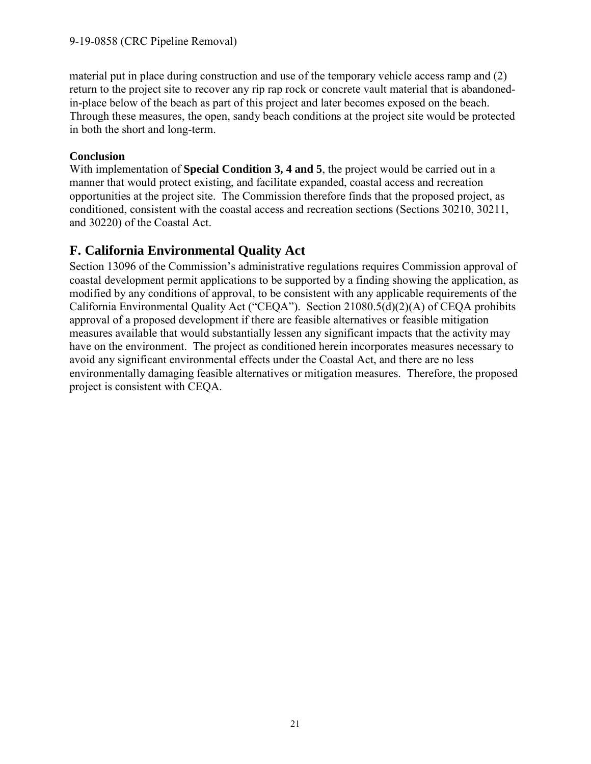material put in place during construction and use of the temporary vehicle access ramp and (2) return to the project site to recover any rip rap rock or concrete vault material that is abandoned-in-place below of the beach as part of this project and later becomes exposed on the beach. Through these measures, the open, sandy beach conditions at the project site would be protected in both the short and long-term.

**Conclusion**

With implementation of **Special Condition 3, 4 and 5**, the project would be carried out in a manner that would protect existing, and facilitate expanded, coastal access and recreation opportunities at the project site. The Commission therefore finds that the proposed project, as conditioned, consistent with the coastal access and recreation sections (Sections 30210, 30211, and 30220) of the Coastal Act.

## F. California Environmental Quality Act

Section 13096 of the Commission's administrative regulations requires Commission approval of coastal development permit applications to be supported by a finding showing the application, as modified by any conditions of approval, to be consistent with any applicable requirements of the California Environmental Quality Act ("CEQA"). Section 21080.5(d)(2)(A) of CEQA prohibits approval of a proposed development if there are feasible alternatives or feasible mitigation measures available that would substantially lessen any significant impacts that the activity may have on the environment. The project as conditioned herein incorporates measures necessary to avoid any significant environmental effects under the Coastal Act, and there are no less environmentally damaging feasible alternatives or mitigation measures. Therefore, the proposed project is consistent with CEQA.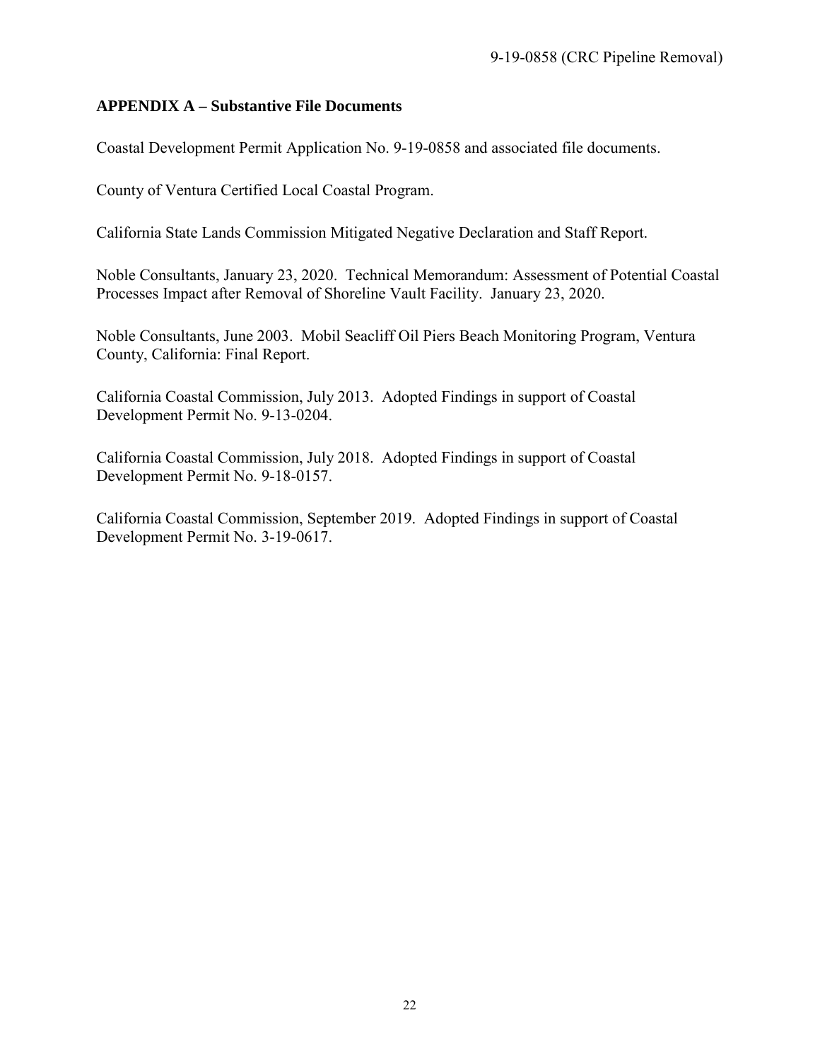## APPENDIX A – Substantive File Documents

Coastal Development Permit Application No. 9-19-0858 and associated file documents.

County of Ventura Certified Local Coastal Program.

California State Lands Commission Mitigated Negative Declaration and Staff Report.

Noble Consultants, January 23, 2020. Technical Memorandum: Assessment of Potential Coastal Processes Impact after Removal of Shoreline Vault Facility. January 23, 2020.

Noble Consultants, June 2003. Mobil Seacliff Oil Piers Beach Monitoring Program, Ventura County, California: Final Report.

California Coastal Commission, July 2013. Adopted Findings in support of Coastal Development Permit No. 9-13-0204.

California Coastal Commission, July 2018. Adopted Findings in support of Coastal Development Permit No. 9-18-0157.

California Coastal Commission, September 2019. Adopted Findings in support of Coastal Development Permit No. 3-19-0617.